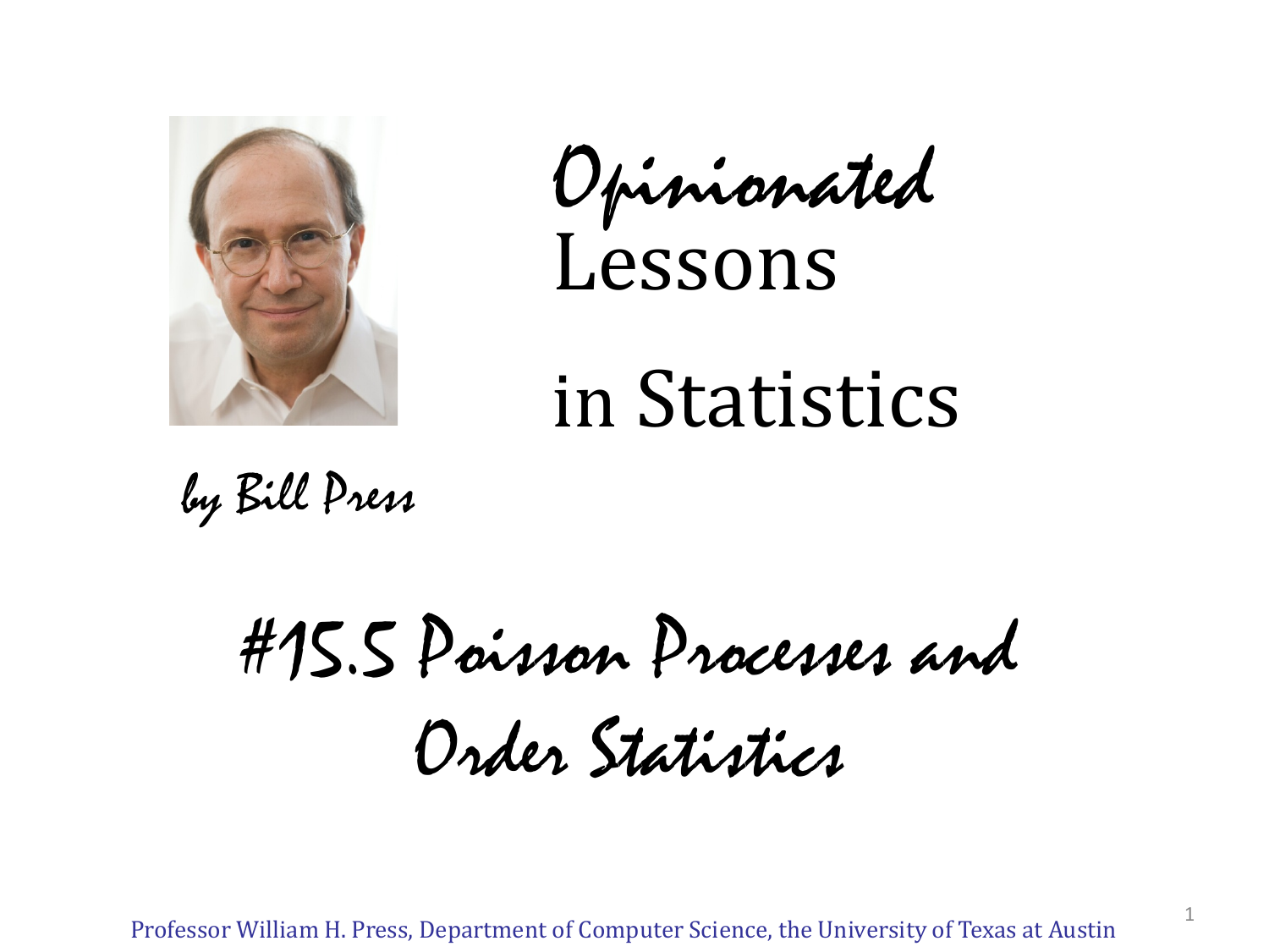# *Opinionated* Lessons in Statistics

*by Bill Press*

## *#15.5 Poisson Processes and Order Statistics*

Professor William H. Press, Department of Computer Science, the University of Texas at Austin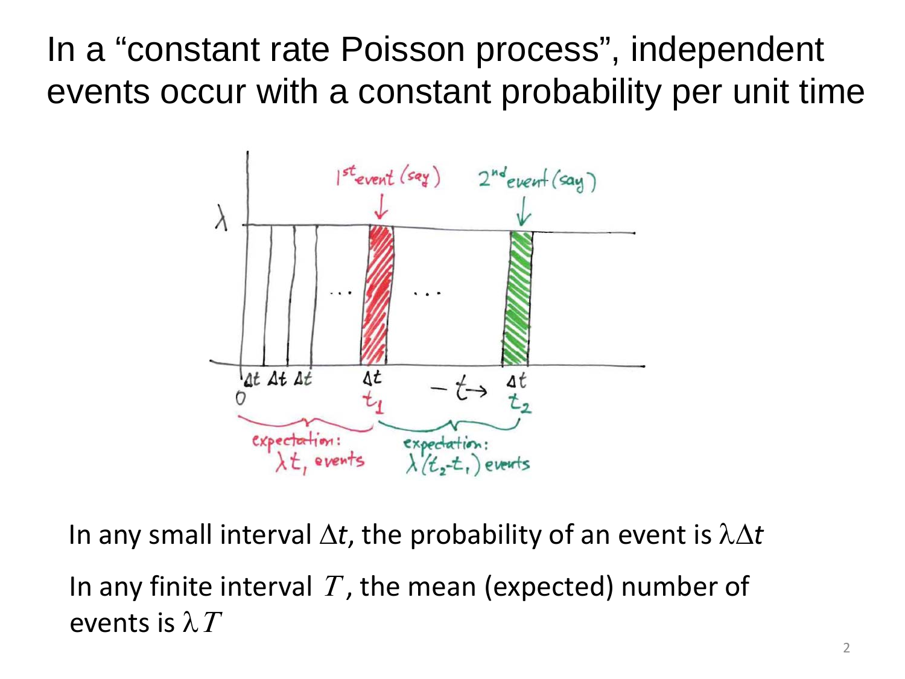# In a "constant rate Poisson process", independent events occur with a constant probability per unit time

In any small interval $\Delta t$, the probability of an event is $\lambda \Delta t$

In any finite interval $T$, the mean (expected) number of events is $\lambda T$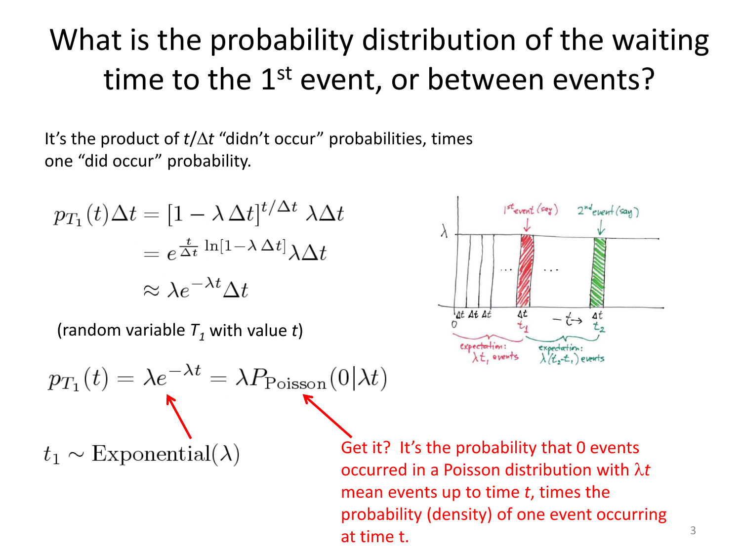# What is the probability distribution of the waiting time to the 1st event, or between events?

It's the product of $t/\Delta t$ "didn't occur" probabilities, times one "did occur" probability.

$$p_{T_1}(t)\Delta t = [1 - \lambda\,\Delta t]^{t/\Delta t}\,\lambda\Delta t$$

$$= e^{\frac{t}{\Delta t}\ln[1-\lambda\,\Delta t]}\lambda\Delta t$$

$$\approx \lambda e^{-\lambda t}\Delta t$$

(random variable $T_1$ with value $t$)

$$p_{T_1}(t) = \lambda e^{-\lambda t} = \lambda P_{\text{Poisson}}(0|\lambda t)$$

$$t_1 \sim \text{Exponential}(\lambda)$$

Get it? It's the probability that 0 events occurred in a Poisson distribution with $\lambda t$ mean events up to time $t$, times the probability (density) of one event occurring at time t.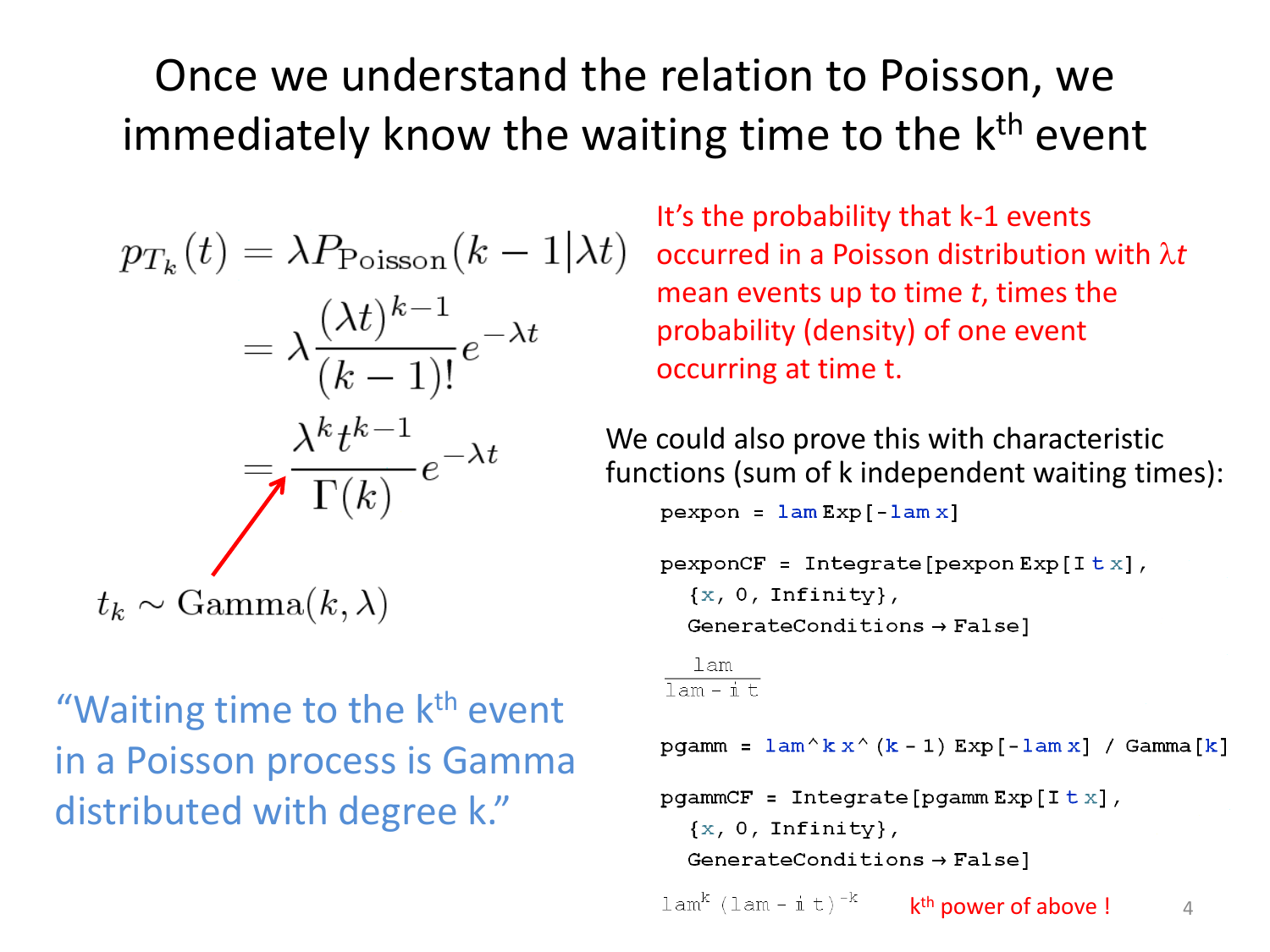# Once we understand the relation to Poisson, we immediately know the waiting time to the k$^{th}$ event

$$
\begin{aligned}
p_{T_k}(t) &= \lambda P_{\text{Poisson}}(k-1|\lambda t) \\
&= \lambda \frac{(\lambda t)^{k-1}}{(k-1)!} e^{-\lambda t} \\
&= \frac{\lambda^k t^{k-1}}{\Gamma(k)} e^{-\lambda t}
\end{aligned}
$$

$$t_k \sim \text{Gamma}(k, \lambda)$$

It's the probability that k-1 events occurred in a Poisson distribution with $\lambda t$ mean events up to time $t$, times the probability (density) of one event occurring at time t.

"Waiting time to the k$^{th}$ event in a Poisson process is Gamma distributed with degree k."

We could also prove this with characteristic functions (sum of k independent waiting times):

```
pexpon = lam Exp[-lam x]

pexponCF = Integrate[pexpon Exp[I t x],
  {x, 0, Infinity},
  GenerateConditions → False]
```

$$\frac{\text{lam}}{\text{lam} - i\, t}$$

```
pgamm = lam^k x^(k - 1) Exp[-lam x] / Gamma[k]

pgammCF = Integrate[pgamm Exp[I t x],
  {x, 0, Infinity},
  GenerateConditions → False]
```

$\text{lam}^k (\text{lam} - i\, t)^{-k}$ &nbsp;&nbsp; k$^{th}$ power of above !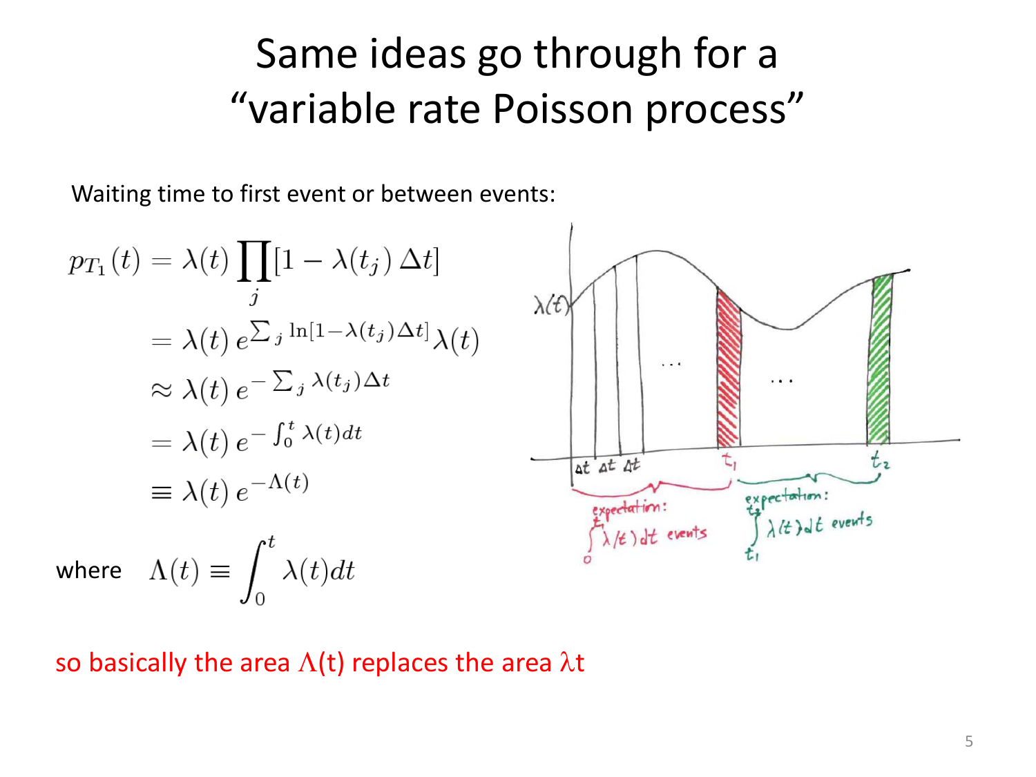# Same ideas go through for a "variable rate Poisson process"

Waiting time to first event or between events:

$$
\begin{aligned}
p_{T_1}(t) &= \lambda(t) \prod_j [1 - \lambda(t_j)\,\Delta t] \\
&= \lambda(t)\, e^{\sum_j \ln[1-\lambda(t_j)\Delta t]} \lambda(t) \\
&\approx \lambda(t)\, e^{-\sum_j \lambda(t_j)\Delta t} \\
&= \lambda(t)\, e^{-\int_0^t \lambda(t) dt} \\
&\equiv \lambda(t)\, e^{-\Lambda(t)}
\end{aligned}
$$

where $\Lambda(t) \equiv \int_0^t \lambda(t) dt$

so basically the area $\Lambda$(t) replaces the area $\lambda$t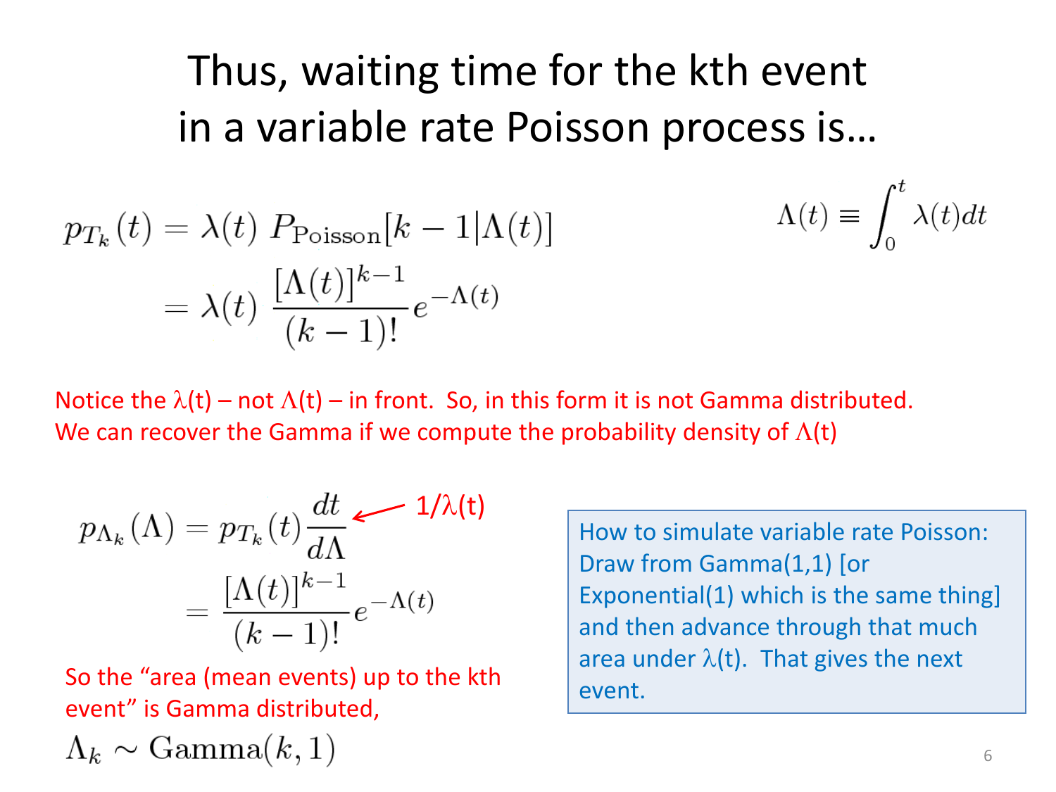# Thus, waiting time for the kth event in a variable rate Poisson process is…

$$\Lambda(t) \equiv \int_0^t \lambda(t)dt$$

$$p_{T_k}(t) = \lambda(t)\ P_{\text{Poisson}}[k-1|\Lambda(t)]$$
$$= \lambda(t)\ \frac{[\Lambda(t)]^{k-1}}{(k-1)!}e^{-\Lambda(t)}$$

Notice the $\lambda$(t) – not $\Lambda$(t) – in front. So, in this form it is not Gamma distributed. We can recover the Gamma if we compute the probability density of $\Lambda$(t)

$$p_{\Lambda_k}(\Lambda) = p_{T_k}(t)\frac{dt}{d\Lambda}$$

← $1/\lambda(t)$

$$= \frac{[\Lambda(t)]^{k-1}}{(k-1)!}e^{-\Lambda(t)}$$

So the "area (mean events) up to the kth event" is Gamma distributed,

$$\Lambda_k \sim \text{Gamma}(k,1)$$

How to simulate variable rate Poisson: Draw from Gamma(1,1) [or Exponential(1) which is the same thing] and then advance through that much area under $\lambda$(t). That gives the next event.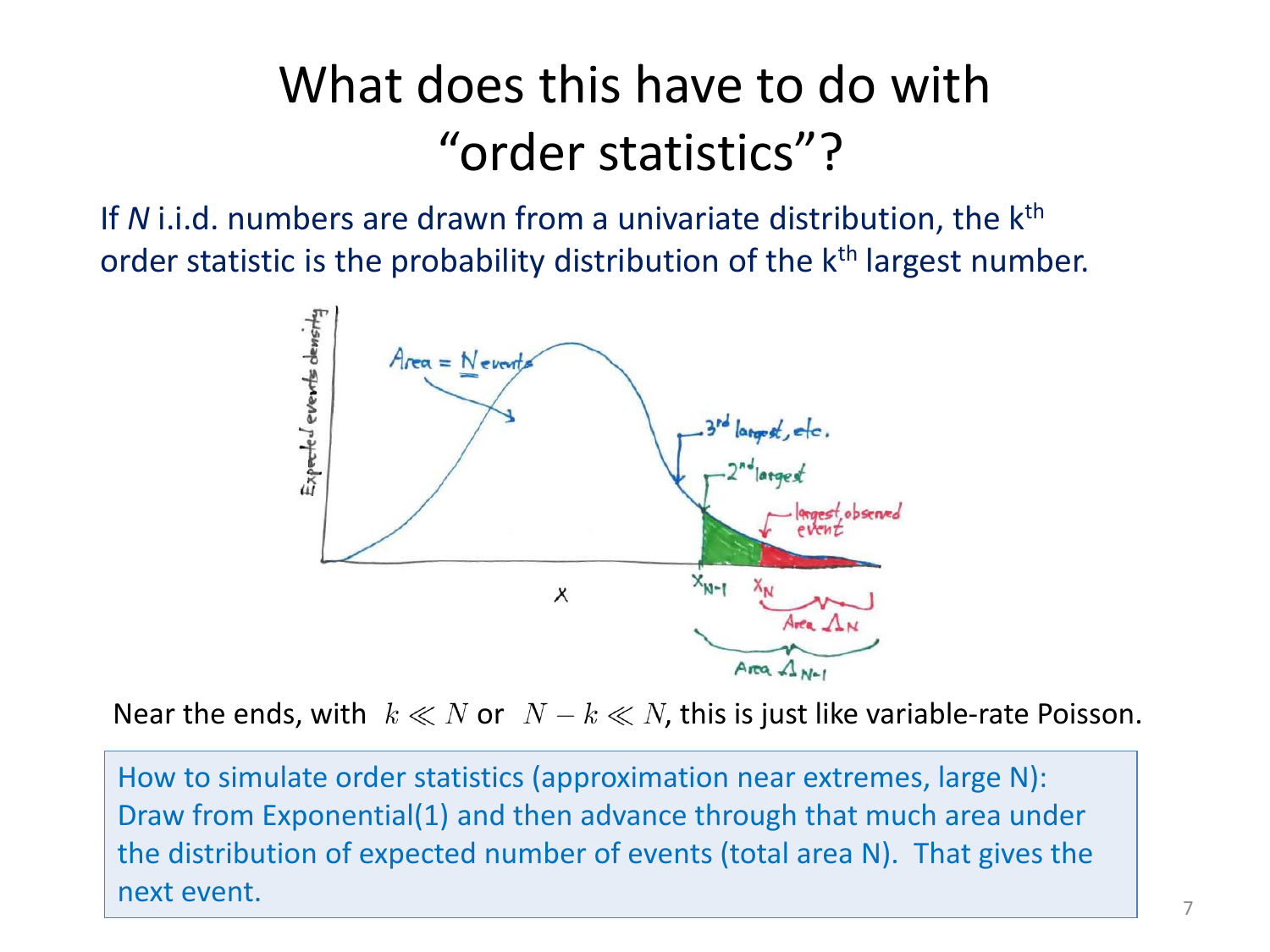# What does this have to do with "order statistics"?

If $N$ i.i.d. numbers are drawn from a univariate distribution, the k[th] order statistic is the probability distribution of the k[th] largest number.

Near the ends, with $k \ll N$ or $N - k \ll N$, this is just like variable-rate Poisson.

How to simulate order statistics (approximation near extremes, large N): Draw from Exponential(1) and then advance through that much area under the distribution of expected number of events (total area N). That gives the next event.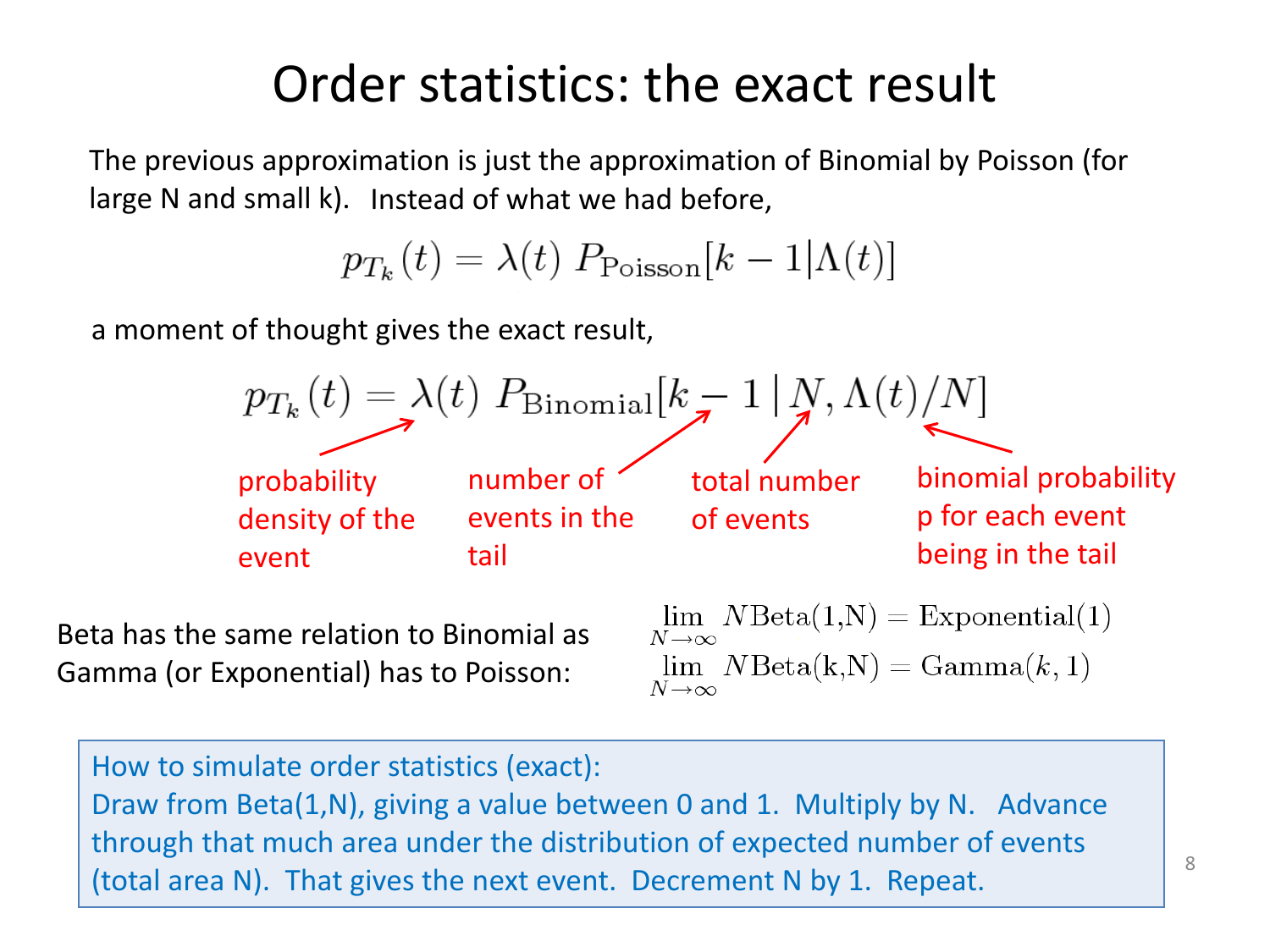# Order statistics: the exact result

The previous approximation is just the approximation of Binomial by Poisson (for large N and small k). Instead of what we had before,

$$p_{T_k}(t) = \lambda(t)\ P_{\text{Poisson}}[k-1|\Lambda(t)]$$

a moment of thought gives the exact result,

$$p_{T_k}(t) = \lambda(t)\ P_{\text{Binomial}}[k-1\,|\,N, \Lambda(t)/N]$$

- $\lambda(t)$: probability density of the event
- $k-1$: number of events in the tail
- $N$: total number of events
- $\Lambda(t)/N$: binomial probability p for each event being in the tail

Beta has the same relation to Binomial as Gamma (or Exponential) has to Poisson:

$$\lim_{N\to\infty} N\text{Beta(1,N)} = \text{Exponential}(1)$$

$$\lim_{N\to\infty} N\text{Beta(k,N)} = \text{Gamma}(k,1)$$

How to simulate order statistics (exact):
Draw from Beta(1,N), giving a value between 0 and 1. Multiply by N. Advance through that much area under the distribution of expected number of events (total area N). That gives the next event. Decrement N by 1. Repeat.